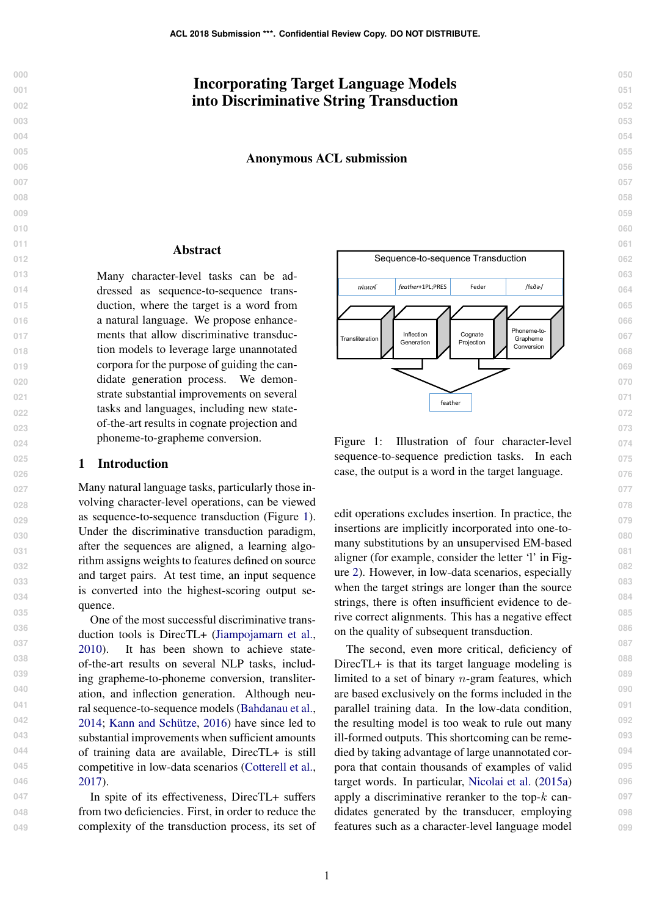# Incorporating Target Language Models into Discriminative String Transduction

**Anonymous ACL submission**

## Abstract

Many character-level tasks can be addressed as sequence-to-sequence transduction, where the target is a word from a natural language. We propose enhancements that allow discriminative transduction models to leverage large unannotated corpora for the purpose of guiding the candidate generation process. We demonstrate substantial improvements on several tasks and languages, including new state-of-the-art results in cognate projection and phoneme-to-grapheme conversion.

Figure 1: Illustration of four character-level sequence-to-sequence prediction tasks. In each case, the output is a word in the target language.

## 1 Introduction

Many natural language tasks, particularly those involving character-level operations, can be viewed as sequence-to-sequence transduction (Figure 1). Under the discriminative transduction paradigm, after the sequences are aligned, a learning algorithm assigns weights to features defined on source and target pairs. At test time, an input sequence is converted into the highest-scoring output sequence.

One of the most successful discriminative transduction tools is DirecTL+ (Jiampojamarn et al., 2010). It has been shown to achieve state-of-the-art results on several NLP tasks, including grapheme-to-phoneme conversion, transliteration, and inflection generation. Although neural sequence-to-sequence models (Bahdanau et al., 2014; Kann and Schütze, 2016) have since led to substantial improvements when sufficient amounts of training data are available, DirecTL+ is still competitive in low-data scenarios (Cotterell et al., 2017).

In spite of its effectiveness, DirecTL+ suffers from two deficiencies. First, in order to reduce the complexity of the transduction process, its set of edit operations excludes insertion. In practice, the insertions are implicitly incorporated into one-to-many substitutions by an unsupervised EM-based aligner (for example, consider the letter ‘l’ in Figure 2). However, in low-data scenarios, especially when the target strings are longer than the source strings, there is often insufficient evidence to derive correct alignments. This has a negative effect on the quality of subsequent transduction.

The second, even more critical, deficiency of DirecTL+ is that its target language modeling is limited to a set of binary $n$-gram features, which are based exclusively on the forms included in the parallel training data. In the low-data condition, the resulting model is too weak to rule out many ill-formed outputs. This shortcoming can be remedied by taking advantage of large unannotated corpora that contain thousands of examples of valid target words. In particular, Nicolai et al. (2015a) apply a discriminative reranker to the top-$k$ candidates generated by the transducer, employing features such as a character-level language model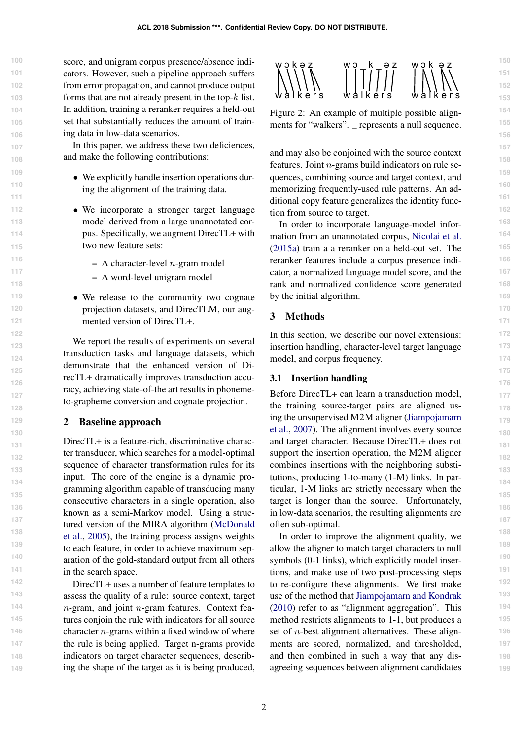score, and unigram corpus presence/absence indicators. However, such a pipeline approach suffers from error propagation, and cannot produce output forms that are not already present in the top-$k$ list. In addition, training a reranker requires a held-out set that substantially reduces the amount of training data in low-data scenarios.

In this paper, we address these two deficiences, and make the following contributions:

- We explicitly handle insertion operations during the alignment of the training data.
- We incorporate a stronger target language model derived from a large unannotated corpus. Specifically, we augment DirecTL+ with two new feature sets:
  - A character-level $n$-gram model
  - A word-level unigram model
- We release to the community two cognate projection datasets, and DirecTLM, our augmented version of DirecTL+.

We report the results of experiments on several transduction tasks and language datasets, which demonstrate that the enhanced version of DirecTL+ dramatically improves transduction accuracy, achieving state-of-the art results in phoneme-to-grapheme conversion and cognate projection.

## 2 Baseline approach

DirecTL+ is a feature-rich, discriminative character transducer, which searches for a model-optimal sequence of character transformation rules for its input. The core of the engine is a dynamic programming algorithm capable of transducing many consecutive characters in a single operation, also known as a semi-Markov model. Using a structured version of the MIRA algorithm (McDonald et al., 2005), the training process assigns weights to each feature, in order to achieve maximum separation of the gold-standard output from all others in the search space.

DirecTL+ uses a number of feature templates to assess the quality of a rule: source context, target $n$-gram, and joint $n$-gram features. Context features conjoin the rule with indicators for all source character $n$-grams within a fixed window of where the rule is being applied. Target n-grams provide indicators on target character sequences, describing the shape of the target as it is being produced, and may also be conjoined with the source context features. Joint $n$-grams build indicators on rule sequences, combining source and target context, and memorizing frequently-used rule patterns. An additional copy feature generalizes the identity function from source to target.

In order to incorporate language-model information from an unannotated corpus, Nicolai et al. (2015a) train a a reranker on a held-out set. The reranker features include a corpus presence indicator, a normalized language model score, and the rank and normalized confidence score generated by the initial algorithm.

```
w ɔ k ə z        w ɔ _ k _ ə z        w ɔ k ə z
w a l k e r s    w a l k e r s        w a l k e r s
```

Figure 2: An example of multiple possible alignments for "walkers". _ represents a null sequence.

## 3 Methods

In this section, we describe our novel extensions: insertion handling, character-level target language model, and corpus frequency.

### 3.1 Insertion handling

Before DirecTL+ can learn a transduction model, the training source-target pairs are aligned using the unsupervised M2M aligner (Jiampojamarn et al., 2007). The alignment involves every source and target character. Because DirecTL+ does not support the insertion operation, the M2M aligner combines insertions with the neighboring substitutions, producing 1-to-many (1-M) links. In particular, 1-M links are strictly necessary when the target is longer than the source. Unfortunately, in low-data scenarios, the resulting alignments are often sub-optimal.

In order to improve the alignment quality, we allow the aligner to match target characters to null symbols (0-1 links), which explicitly model insertions, and make use of two post-processing steps to re-configure these alignments. We first make use of the method that Jiampojamarn and Kondrak (2010) refer to as "alignment aggregation". This method restricts alignments to 1-1, but produces a set of $n$-best alignment alternatives. These alignments are scored, normalized, and thresholded, and then combined in such a way that any disagreeing sequences between alignment candidates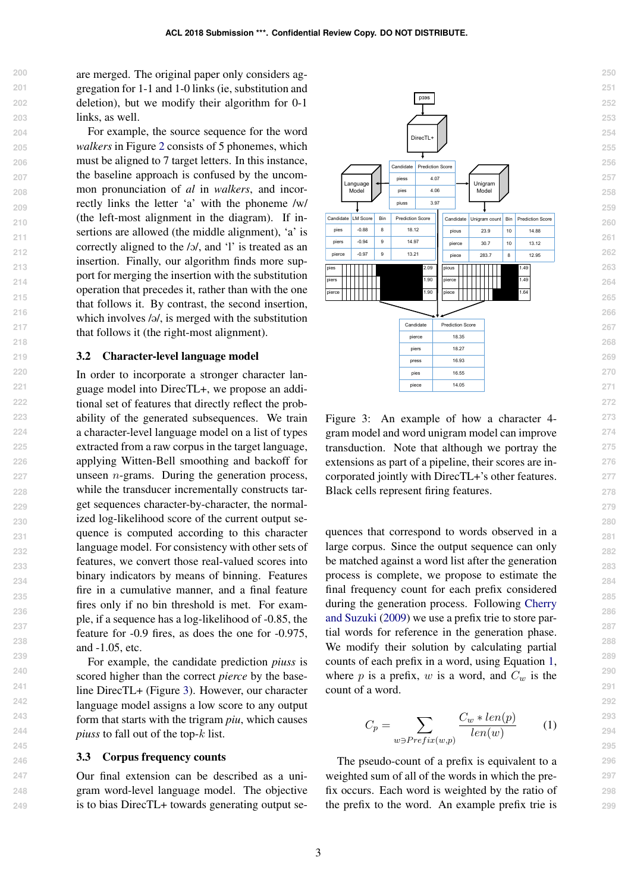are merged. The original paper only considers aggregation for 1-1 and 1-0 links (ie, substitution and deletion), but we modify their algorithm for 0-1 links, as well.

For example, the source sequence for the word *walkers* in Figure 2 consists of 5 phonemes, which must be aligned to 7 target letters. In this instance, the baseline approach is confused by the uncommon pronunciation of *al* in *walkers*, and incorrectly links the letter 'a' with the phoneme /w/ (the left-most alignment in the diagram). If insertions are allowed (the middle alignment), 'a' is correctly aligned to the /ɔ/, and 'l' is treated as an insertion. Finally, our algorithm finds more support for merging the insertion with the substitution operation that precedes it, rather than with the one that follows it. By contrast, the second insertion, which involves /ə/, is merged with the substitution that follows it (the right-most alignment).

## 3.2 Character-level language model

In order to incorporate a stronger character language model into DirecTL+, we propose an additional set of features that directly reflect the probability of the generated subsequences. We train a character-level language model on a list of types extracted from a raw corpus in the target language, applying Witten-Bell smoothing and backoff for unseen $n$-grams. During the generation process, while the transducer incrementally constructs target sequences character-by-character, the normalized log-likelihood score of the current output sequence is computed according to this character language model. For consistency with other sets of features, we convert those real-valued scores into binary indicators by means of binning. Features fire in a cumulative manner, and a final feature fires only if no bin threshold is met. For example, if a sequence has a log-likelihood of -0.85, the feature for -0.9 fires, as does the one for -0.975, and -1.05, etc.

For example, the candidate prediction *piuss* is scored higher than the correct *pierce* by the baseline DirecTL+ (Figure 3). However, our character language model assigns a low score to any output form that starts with the trigram *piu*, which causes *piuss* to fall out of the top-$k$ list.

## 3.3 Corpus frequency counts

Our final extension can be described as a unigram word-level language model. The objective is to bias DirecTL+ towards generating output sequences that correspond to words observed in a large corpus. Since the output sequence can only be matched against a word list after the generation process is complete, we propose to estimate the final frequency count for each prefix considered during the generation process. Following Cherry and Suzuki (2009) we use a prefix trie to store partial words for reference in the generation phase. We modify their solution by calculating partial counts of each prefix in a word, using Equation 1, where $p$ is a prefix, $w$ is a word, and $C_w$ is the count of a word.

$$C_p = \sum_{w \ni Prefix(w,p)} \frac{C_w * len(p)}{len(w)} \qquad (1)$$

The pseudo-count of a prefix is equivalent to a weighted sum of all of the words in which the prefix occurs. Each word is weighted by the ratio of the prefix to the word. An example prefix trie is

Input: pɪɹs → DirecTL+

| Candidate | Prediction Score |
|---|---|
| piess | 4.07 |
| pies | 4.06 |
| piuss | 3.97 |

Language Model:

| Candidate | LM Score | Bin | Prediction Score |
|---|---|---|---|
| pies | -0.88 | 8 | 18.12 |
| piers | -0.94 | 9 | 14.97 |
| pierce | -0.97 | 9 | 13.21 |

Unigram Model:

| Candidate | Unigram count | Bin | Prediction Score |
|---|---|---|---|
| pious | 23.9 | 10 | 14.88 |
| pierce | 30.7 | 10 | 13.12 |
| piece | 283.7 | 8 | 12.95 |

Combined:

| Candidate | Prediction Score |
|---|---|
| pierce | 18.35 |
| piers | 18.27 |
| press | 16.93 |
| pies | 16.55 |
| piece | 14.05 |

Figure 3: An example of how a character 4-gram model and word unigram model can improve transduction. Note that although we portray the extensions as part of a pipeline, their scores are incorporated jointly with DirecTL+'s other features. Black cells represent firing features.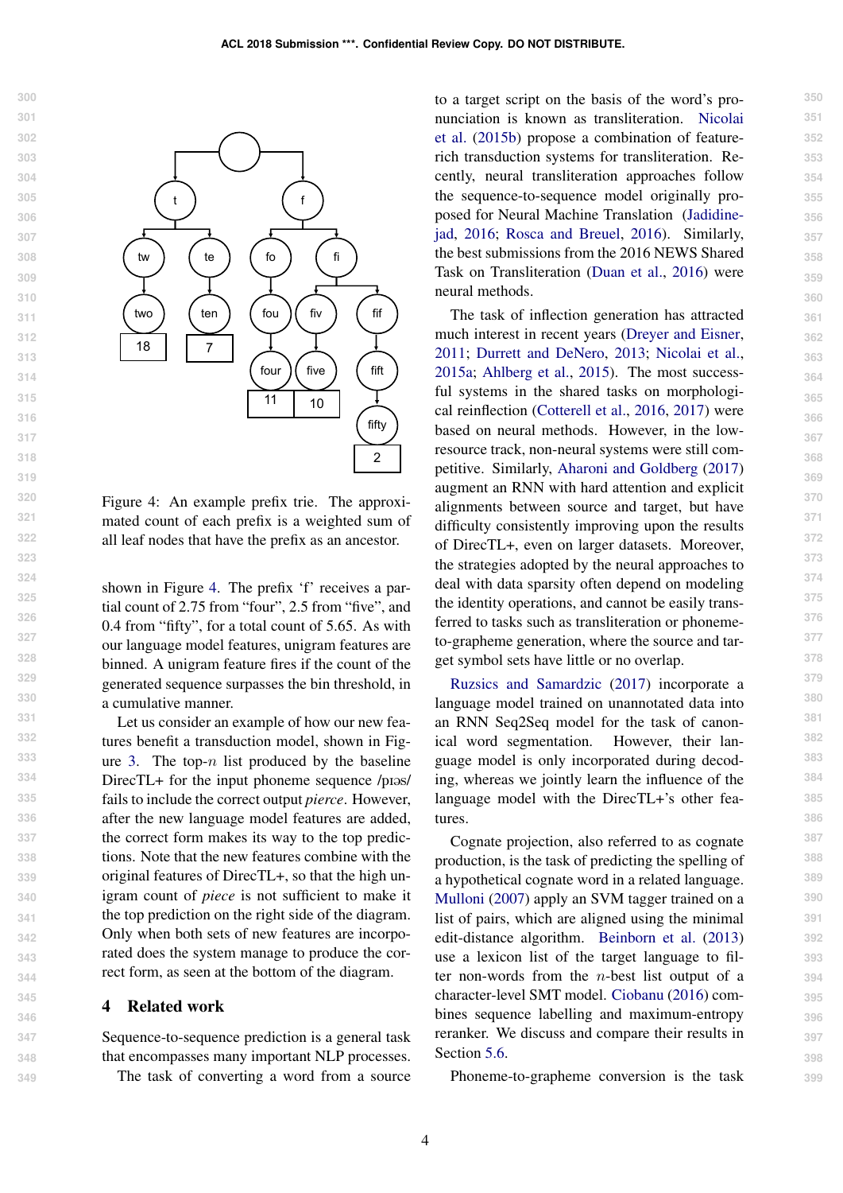Figure 4: An example prefix trie. The approximated count of each prefix is a weighted sum of all leaf nodes that have the prefix as an ancestor.

shown in Figure 4. The prefix 'f' receives a partial count of 2.75 from "four", 2.5 from "five", and 0.4 from "fifty", for a total count of 5.65. As with our language model features, unigram features are binned. A unigram feature fires if the count of the generated sequence surpasses the bin threshold, in a cumulative manner.

Let us consider an example of how our new features benefit a transduction model, shown in Figure 3. The top-$n$ list produced by the baseline DirecTL+ for the input phoneme sequence /pɪəs/ fails to include the correct output *pierce*. However, after the new language model features are added, the correct form makes its way to the top predictions. Note that the new features combine with the original features of DirecTL+, so that the high unigram count of *piece* is not sufficient to make it the top prediction on the right side of the diagram. Only when both sets of new features are incorporated does the system manage to produce the correct form, as seen at the bottom of the diagram.

## 4 Related work

Sequence-to-sequence prediction is a general task that encompasses many important NLP processes.

The task of converting a word from a source to a target script on the basis of the word's pronunciation is known as transliteration. Nicolai et al. (2015b) propose a combination of feature-rich transduction systems for transliteration. Recently, neural transliteration approaches follow the sequence-to-sequence model originally proposed for Neural Machine Translation (Jadidinejad, 2016; Rosca and Breuel, 2016). Similarly, the best submissions from the 2016 NEWS Shared Task on Transliteration (Duan et al., 2016) were neural methods.

The task of inflection generation has attracted much interest in recent years (Dreyer and Eisner, 2011; Durrett and DeNero, 2013; Nicolai et al., 2015a; Ahlberg et al., 2015). The most successful systems in the shared tasks on morphological reinflection (Cotterell et al., 2016, 2017) were based on neural methods. However, in the low-resource track, non-neural systems were still competitive. Similarly, Aharoni and Goldberg (2017) augment an RNN with hard attention and explicit alignments between source and target, but have difficulty consistently improving upon the results of DirecTL+, even on larger datasets. Moreover, the strategies adopted by the neural approaches to deal with data sparsity often depend on modeling the identity operations, and cannot be easily transferred to tasks such as transliteration or phoneme-to-grapheme generation, where the source and target symbol sets have little or no overlap.

Ruzsics and Samardzic (2017) incorporate a language model trained on unannotated data into an RNN Seq2Seq model for the task of canonical word segmentation. However, their language model is only incorporated during decoding, whereas we jointly learn the influence of the language model with the DirecTL+'s other features.

Cognate projection, also referred to as cognate production, is the task of predicting the spelling of a hypothetical cognate word in a related language. Mulloni (2007) apply an SVM tagger trained on a list of pairs, which are aligned using the minimal edit-distance algorithm. Beinborn et al. (2013) use a lexicon list of the target language to filter non-words from the $n$-best list output of a character-level SMT model. Ciobanu (2016) combines sequence labelling and maximum-entropy reranker. We discuss and compare their results in Section 5.6.

Phoneme-to-grapheme conversion is the task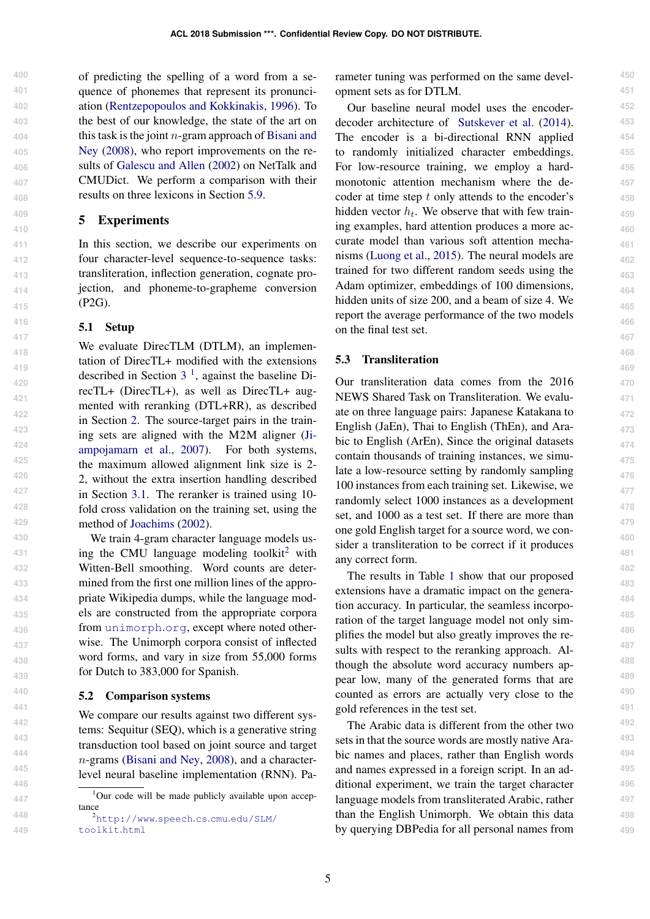of predicting the spelling of a word from a sequence of phonemes that represent its pronunciation (Rentzepopoulos and Kokkinakis, 1996). To the best of our knowledge, the state of the art on this task is the joint $n$-gram approach of Bisani and Ney (2008), who report improvements on the results of Galescu and Allen (2002) on NetTalk and CMUDict. We perform a comparison with their results on three lexicons in Section 5.9.

## 5 Experiments

In this section, we describe our experiments on four character-level sequence-to-sequence tasks: transliteration, inflection generation, cognate projection, and phoneme-to-grapheme conversion (P2G).

### 5.1 Setup

We evaluate DirecTLM (DTLM), an implementation of DirecTL+ modified with the extensions described in Section 3 [1], against the baseline DirecTL+ (DirecTL+), as well as DirecTL+ augmented with reranking (DTL+RR), as described in Section 2. The source-target pairs in the training sets are aligned with the M2M aligner (Jiampojamarn et al., 2007). For both systems, the maximum allowed alignment link size is 2-2, without the extra insertion handling described in Section 3.1. The reranker is trained using 10-fold cross validation on the training set, using the method of Joachims (2002).

We train 4-gram character language models using the CMU language modeling toolkit[2] with Witten-Bell smoothing. Word counts are determined from the first one million lines of the appropriate Wikipedia dumps, while the language models are constructed from the appropriate corpora from `unimorph.org`, except where noted otherwise. The Unimorph corpora consist of inflected word forms, and vary in size from 55,000 forms for Dutch to 383,000 for Spanish.

### 5.2 Comparison systems

We compare our results against two different systems: Sequitur (SEQ), which is a generative string transduction tool based on joint source and target $n$-grams (Bisani and Ney, 2008), and a character-level neural baseline implementation (RNN). Parameter tuning was performed on the same development sets as for DTLM.

Our baseline neural model uses the encoder-decoder architecture of Sutskever et al. (2014). The encoder is a bi-directional RNN applied to randomly initialized character embeddings. For low-resource training, we employ a hard-monotonic attention mechanism where the decoder at time step $t$ only attends to the encoder's hidden vector $h_t$. We observe that with few training examples, hard attention produces a more accurate model than various soft attention mechanisms (Luong et al., 2015). The neural models are trained for two different random seeds using the Adam optimizer, embeddings of 100 dimensions, hidden units of size 200, and a beam of size 4. We report the average performance of the two models on the final test set.

### 5.3 Transliteration

Our transliteration data comes from the 2016 NEWS Shared Task on Transliteration. We evaluate on three language pairs: Japanese Katakana to English (JaEn), Thai to English (ThEn), and Arabic to English (ArEn), Since the original datasets contain thousands of training instances, we simulate a low-resource setting by randomly sampling 100 instances from each training set. Likewise, we randomly select 1000 instances as a development set, and 1000 as a test set. If there are more than one gold English target for a source word, we consider a transliteration to be correct if it produces any correct form.

The results in Table 1 show that our proposed extensions have a dramatic impact on the generation accuracy. In particular, the seamless incorporation of the target language model not only simplifies the model but also greatly improves the results with respect to the reranking approach. Although the absolute word accuracy numbers appear low, many of the generated forms that are counted as errors are actually very close to the gold references in the test set.

The Arabic data is different from the other two sets in that the source words are mostly native Arabic names and places, rather than English words and names expressed in a foreign script. In an additional experiment, we train the target character language models from transliterated Arabic, rather than the English Unimorph. We obtain this data by querying DBPedia for all personal names from

[1] Our code will be made publicly available upon acceptance

[2] http://www.speech.cs.cmu.edu/SLM/toolkit.html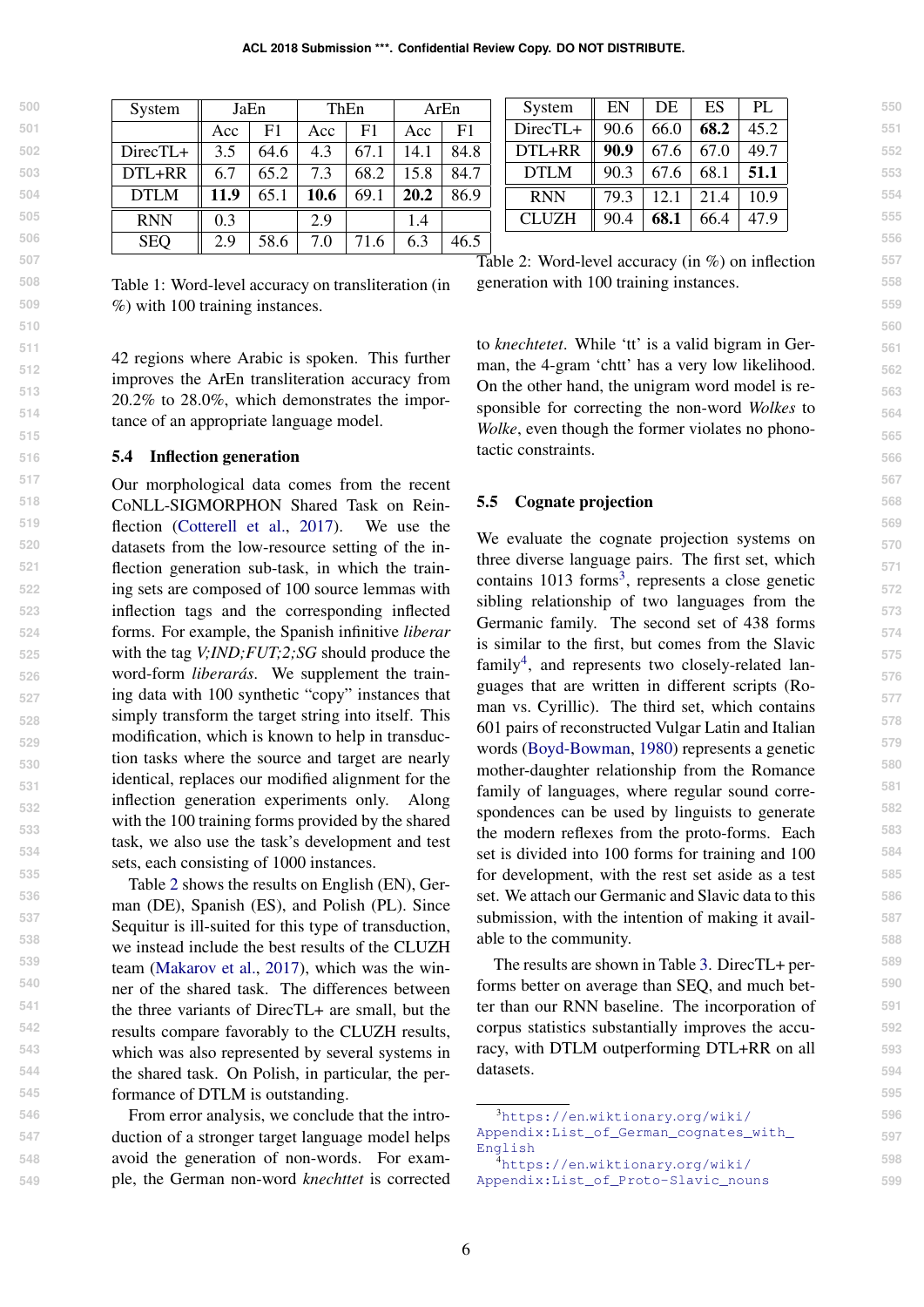| System | JaEn | | ThEn | | ArEn | |
|---|---|---|---|---|---|---|
| | Acc | F1 | Acc | F1 | Acc | F1 |
| DirecTL+ | 3.5 | 64.6 | 4.3 | 67.1 | 14.1 | 84.8 |
| DTL+RR | 6.7 | 65.2 | 7.3 | 68.2 | 15.8 | 84.7 |
| DTLM | **11.9** | 65.1 | **10.6** | 69.1 | **20.2** | 86.9 |
| RNN | 0.3 | | 2.9 | | 1.4 | |
| SEQ | 2.9 | 58.6 | 7.0 | 71.6 | 6.3 | 46.5 |

Table 1: Word-level accuracy on transliteration (in %) with 100 training instances.

| System | EN | DE | ES | PL |
|---|---|---|---|---|
| DirecTL+ | 90.6 | 66.0 | **68.2** | 45.2 |
| DTL+RR | **90.9** | 67.6 | 67.0 | 49.7 |
| DTLM | 90.3 | 67.6 | 68.1 | **51.1** |
| RNN | 79.3 | 12.1 | 21.4 | 10.9 |
| CLUZH | 90.4 | **68.1** | 66.4 | 47.9 |

Table 2: Word-level accuracy (in %) on inflection generation with 100 training instances.

42 regions where Arabic is spoken. This further improves the ArEn transliteration accuracy from 20.2% to 28.0%, which demonstrates the importance of an appropriate language model.

### 5.4 Inflection generation

Our morphological data comes from the recent CoNLL-SIGMORPHON Shared Task on Reinflection (Cotterell et al., 2017). We use the datasets from the low-resource setting of the inflection generation sub-task, in which the training sets are composed of 100 source lemmas with inflection tags and the corresponding inflected forms. For example, the Spanish infinitive *liberar* with the tag *V;IND;FUT;2;SG* should produce the word-form *liberarás*. We supplement the training data with 100 synthetic "copy" instances that simply transform the target string into itself. This modification, which is known to help in transduction tasks where the source and target are nearly identical, replaces our modified alignment for the inflection generation experiments only. Along with the 100 training forms provided by the shared task, we also use the task's development and test sets, each consisting of 1000 instances.

Table 2 shows the results on English (EN), German (DE), Spanish (ES), and Polish (PL). Since Sequitur is ill-suited for this type of transduction, we instead include the best results of the CLUZH team (Makarov et al., 2017), which was the winner of the shared task. The differences between the three variants of DirecTL+ are small, but the results compare favorably to the CLUZH results, which was also represented by several systems in the shared task. On Polish, in particular, the performance of DTLM is outstanding.

From error analysis, we conclude that the introduction of a stronger target language model helps avoid the generation of non-words. For example, the German non-word *knechttet* is corrected to *knechtetet*. While 'tt' is a valid bigram in German, the 4-gram 'chtt' has a very low likelihood. On the other hand, the unigram word model is responsible for correcting the non-word *Wolkes* to *Wolke*, even though the former violates no phonotactic constraints.

### 5.5 Cognate projection

We evaluate the cognate projection systems on three diverse language pairs. The first set, which contains 1013 forms[3], represents a close genetic sibling relationship of two languages from the Germanic family. The second set of 438 forms is similar to the first, but comes from the Slavic family[4], and represents two closely-related languages that are written in different scripts (Roman vs. Cyrillic). The third set, which contains 601 pairs of reconstructed Vulgar Latin and Italian words (Boyd-Bowman, 1980) represents a genetic mother-daughter relationship from the Romance family of languages, where regular sound correspondences can be used by linguists to generate the modern reflexes from the proto-forms. Each set is divided into 100 forms for training and 100 for development, with the rest set aside as a test set. We attach our Germanic and Slavic data to this submission, with the intention of making it available to the community.

The results are shown in Table 3. DirecTL+ performs better on average than SEQ, and much better than our RNN baseline. The incorporation of corpus statistics substantially improves the accuracy, with DTLM outperforming DTL+RR on all datasets.

[3] https://en.wiktionary.org/wiki/Appendix:List_of_German_cognates_with_English

[4] https://en.wiktionary.org/wiki/Appendix:List_of_Proto-Slavic_nouns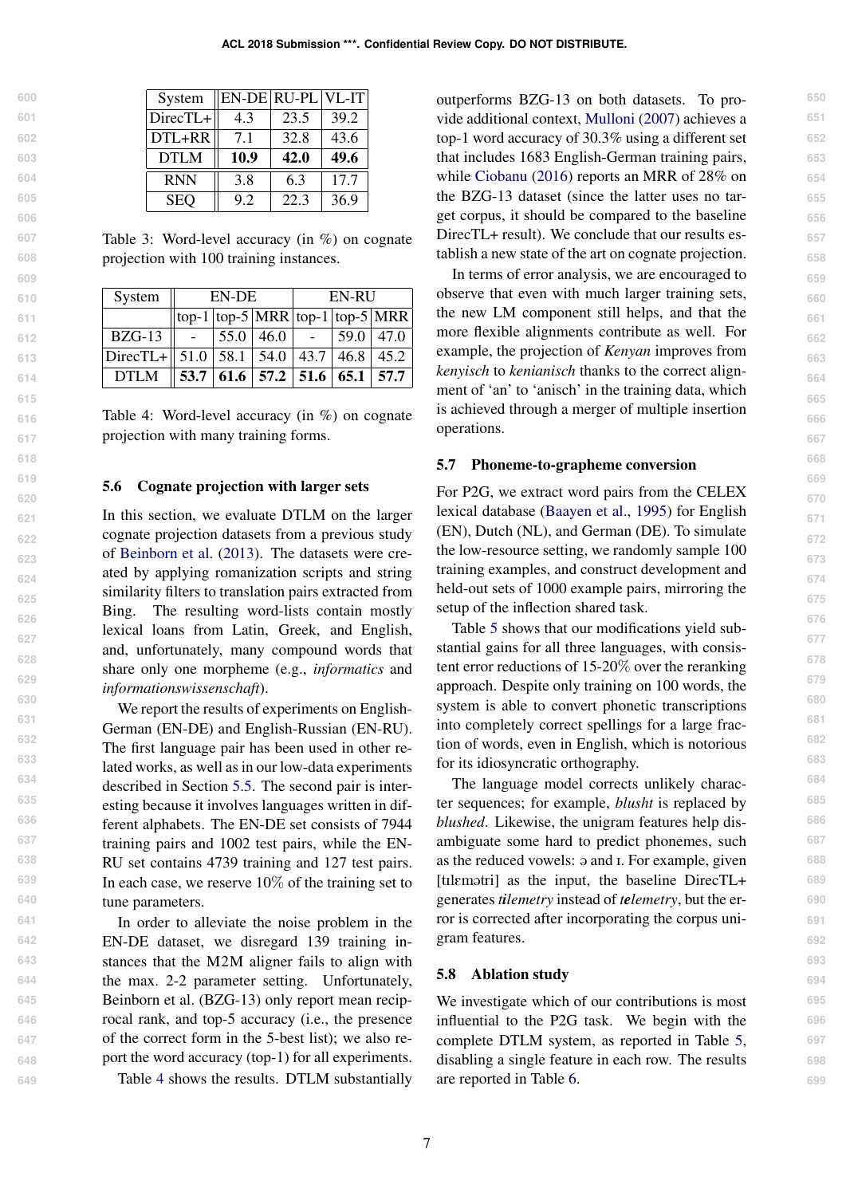| System | EN-DE | RU-PL | VL-IT |
|---|---|---|---|
| DirecTL+ | 4.3 | 23.5 | 39.2 |
| DTL+RR | 7.1 | 32.8 | 43.6 |
| DTLM | **10.9** | **42.0** | **49.6** |
| RNN | 3.8 | 6.3 | 17.7 |
| SEQ | 9.2 | 22.3 | 36.9 |

Table 3: Word-level accuracy (in %) on cognate projection with 100 training instances.

| System | EN-DE | | | EN-RU | | |
|---|---|---|---|---|---|---|
| | top-1 | top-5 | MRR | top-1 | top-5 | MRR |
| BZG-13 | - | 55.0 | 46.0 | - | 59.0 | 47.0 |
| DirecTL+ | 51.0 | 58.1 | 54.0 | 43.7 | 46.8 | 45.2 |
| DTLM | **53.7** | **61.6** | **57.2** | **51.6** | **65.1** | **57.7** |

Table 4: Word-level accuracy (in %) on cognate projection with many training forms.

### 5.6 Cognate projection with larger sets

In this section, we evaluate DTLM on the larger cognate projection datasets from a previous study of Beinborn et al. (2013). The datasets were created by applying romanization scripts and string similarity filters to translation pairs extracted from Bing. The resulting word-lists contain mostly lexical loans from Latin, Greek, and English, and, unfortunately, many compound words that share only one morpheme (e.g., *informatics* and *informationswissenschaft*).

We report the results of experiments on English-German (EN-DE) and English-Russian (EN-RU). The first language pair has been used in other related works, as well as in our low-data experiments described in Section 5.5. The second pair is interesting because it involves languages written in different alphabets. The EN-DE set consists of 7944 training pairs and 1002 test pairs, while the EN-RU set contains 4739 training and 127 test pairs. In each case, we reserve 10% of the training set to tune parameters.

In order to alleviate the noise problem in the EN-DE dataset, we disregard 139 training instances that the M2M aligner fails to align with the max. 2-2 parameter setting. Unfortunately, Beinborn et al. (BZG-13) only report mean reciprocal rank, and top-5 accuracy (i.e., the presence of the correct form in the 5-best list); we also report the word accuracy (top-1) for all experiments.

Table 4 shows the results. DTLM substantially outperforms BZG-13 on both datasets. To provide additional context, Mulloni (2007) achieves a top-1 word accuracy of 30.3% using a different set that includes 1683 English-German training pairs, while Ciobanu (2016) reports an MRR of 28% on the BZG-13 dataset (since the latter uses no target corpus, it should be compared to the baseline DirecTL+ result). We conclude that our results establish a new state of the art on cognate projection.

In terms of error analysis, we are encouraged to observe that even with much larger training sets, the new LM component still helps, and that the more flexible alignments contribute as well. For example, the projection of *Kenyan* improves from *kenyisch* to *kenianisch* thanks to the correct alignment of 'an' to 'anisch' in the training data, which is achieved through a merger of multiple insertion operations.

### 5.7 Phoneme-to-grapheme conversion

For P2G, we extract word pairs from the CELEX lexical database (Baayen et al., 1995) for English (EN), Dutch (NL), and German (DE). To simulate the low-resource setting, we randomly sample 100 training examples, and construct development and held-out sets of 1000 example pairs, mirroring the setup of the inflection shared task.

Table 5 shows that our modifications yield substantial gains for all three languages, with consistent error reductions of 15-20% over the reranking approach. Despite only training on 100 words, the system is able to convert phonetic transcriptions into completely correct spellings for a large fraction of words, even in English, which is notorious for its idiosyncratic orthography.

The language model corrects unlikely character sequences; for example, *blusht* is replaced by *blushed*. Likewise, the unigram features help disambiguate some hard to predict phonemes, such as the reduced vowels: ə and ɪ. For example, given [tɪlɛmətri] as the input, the baseline DirecTL+ generates *t**i**lemetry* instead of *t**e**lemetry*, but the error is corrected after incorporating the corpus unigram features.

### 5.8 Ablation study

We investigate which of our contributions is most influential to the P2G task. We begin with the complete DTLM system, as reported in Table 5, disabling a single feature in each row. The results are reported in Table 6.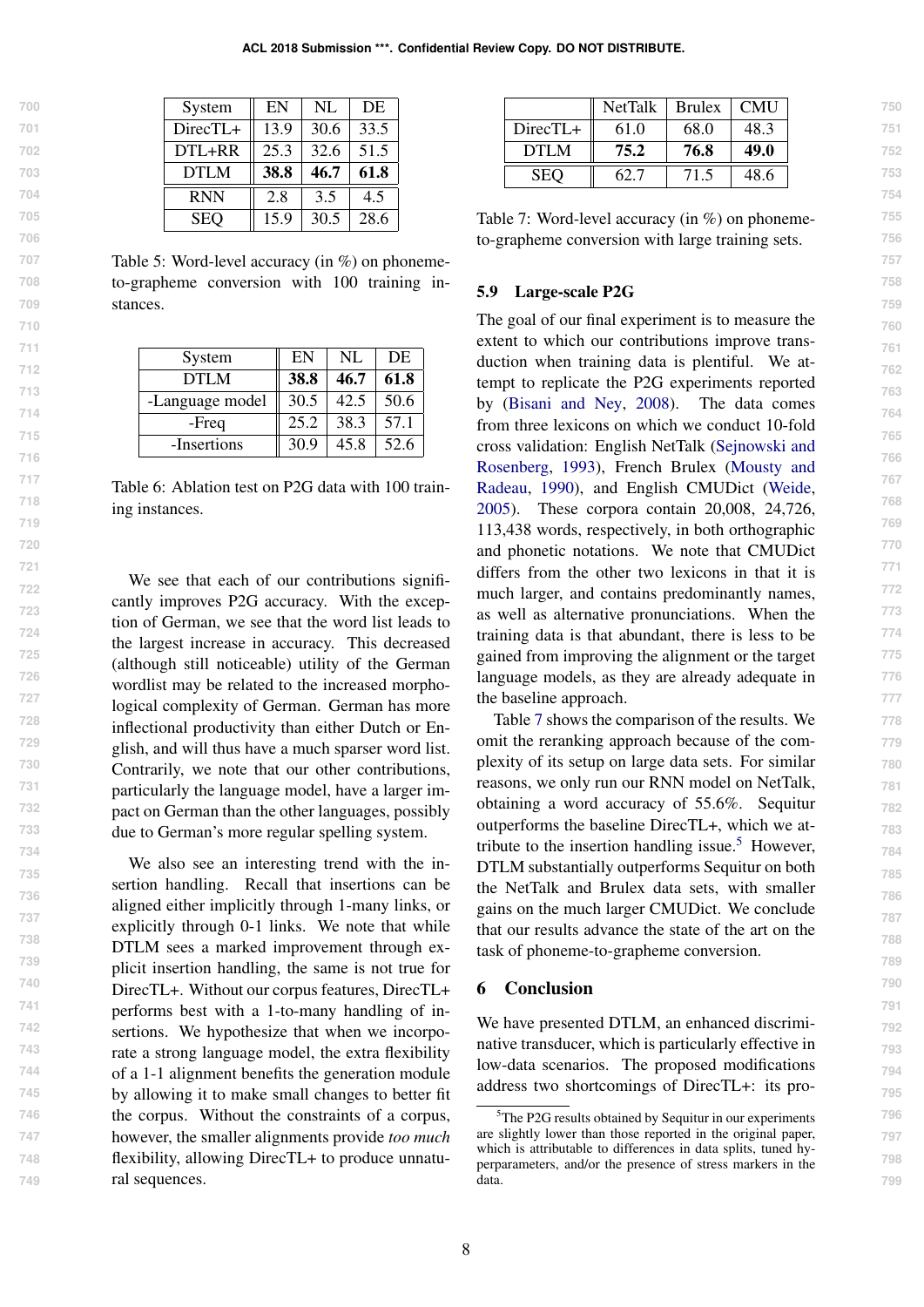| System | EN | NL | DE |
|---|---|---|---|
| DirecTL+ | 13.9 | 30.6 | 33.5 |
| DTL+RR | 25.3 | 32.6 | 51.5 |
| DTLM | **38.8** | **46.7** | **61.8** |
| RNN | 2.8 | 3.5 | 4.5 |
| SEQ | 15.9 | 30.5 | 28.6 |

Table 5: Word-level accuracy (in %) on phoneme-to-grapheme conversion with 100 training instances.

| System | EN | NL | DE |
|---|---|---|---|
| DTLM | **38.8** | **46.7** | **61.8** |
| -Language model | 30.5 | 42.5 | 50.6 |
| -Freq | 25.2 | 38.3 | 57.1 |
| -Insertions | 30.9 | 45.8 | 52.6 |

Table 6: Ablation test on P2G data with 100 training instances.

We see that each of our contributions significantly improves P2G accuracy. With the exception of German, we see that the word list leads to the largest increase in accuracy. This decreased (although still noticeable) utility of the German wordlist may be related to the increased morphological complexity of German. German has more inflectional productivity than either Dutch or English, and will thus have a much sparser word list. Contrarily, we note that our other contributions, particularly the language model, have a larger impact on German than the other languages, possibly due to German's more regular spelling system.

We also see an interesting trend with the insertion handling. Recall that insertions can be aligned either implicitly through 1-many links, or explicitly through 0-1 links. We note that while DTLM sees a marked improvement through explicit insertion handling, the same is not true for DirecTL+. Without our corpus features, DirecTL+ performs best with a 1-to-many handling of insertions. We hypothesize that when we incorporate a strong language model, the extra flexibility of a 1-1 alignment benefits the generation module by allowing it to make small changes to better fit the corpus. Without the constraints of a corpus, however, the smaller alignments provide *too much* flexibility, allowing DirecTL+ to produce unnatural sequences.

| | NetTalk | Brulex | CMU |
|---|---|---|---|
| DirecTL+ | 61.0 | 68.0 | 48.3 |
| DTLM | **75.2** | **76.8** | **49.0** |
| SEQ | 62.7 | 71.5 | 48.6 |

Table 7: Word-level accuracy (in %) on phoneme-to-grapheme conversion with large training sets.

### 5.9 Large-scale P2G

The goal of our final experiment is to measure the extent to which our contributions improve transduction when training data is plentiful. We attempt to replicate the P2G experiments reported by (Bisani and Ney, 2008). The data comes from three lexicons on which we conduct 10-fold cross validation: English NetTalk (Sejnowski and Rosenberg, 1993), French Brulex (Mousty and Radeau, 1990), and English CMUDict (Weide, 2005). These corpora contain 20,008, 24,726, 113,438 words, respectively, in both orthographic and phonetic notations. We note that CMUDict differs from the other two lexicons in that it is much larger, and contains predominantly names, as well as alternative pronunciations. When the training data is that abundant, there is less to be gained from improving the alignment or the target language models, as they are already adequate in the baseline approach.

Table 7 shows the comparison of the results. We omit the reranking approach because of the complexity of its setup on large data sets. For similar reasons, we only run our RNN model on NetTalk, obtaining a word accuracy of 55.6%. Sequitur outperforms the baseline DirecTL+, which we attribute to the insertion handling issue.[5] However, DTLM substantially outperforms Sequitur on both the NetTalk and Brulex data sets, with smaller gains on the much larger CMUDict. We conclude that our results advance the state of the art on the task of phoneme-to-grapheme conversion.

## 6 Conclusion

We have presented DTLM, an enhanced discriminative transducer, which is particularly effective in low-data scenarios. The proposed modifications address two shortcomings of DirecTL+: its pro-

[5] The P2G results obtained by Sequitur in our experiments are slightly lower than those reported in the original paper, which is attributable to differences in data splits, tuned hyperparameters, and/or the presence of stress markers in the data.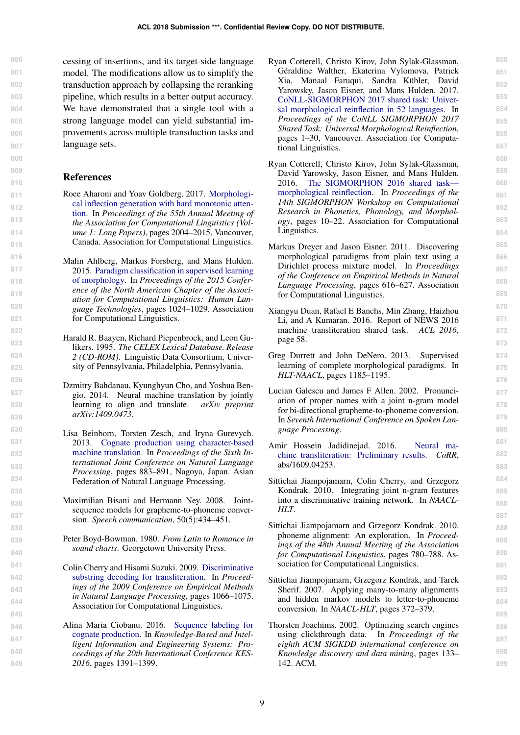cessing of insertions, and its target-side language model. The modifications allow us to simplify the transduction approach by collapsing the reranking pipeline, which results in a better output accuracy. We have demonstrated that a single tool with a strong language model can yield substantial improvements across multiple transduction tasks and language sets.

## References

Roee Aharoni and Yoav Goldberg. 2017. Morphological inflection generation with hard monotonic attention. In *Proceedings of the 55th Annual Meeting of the Association for Computational Linguistics (Volume 1: Long Papers)*, pages 2004–2015, Vancouver, Canada. Association for Computational Linguistics.

Malin Ahlberg, Markus Forsberg, and Mans Hulden. 2015. Paradigm classification in supervised learning of morphology. In *Proceedings of the 2015 Conference of the North American Chapter of the Association for Computational Linguistics: Human Language Technologies*, pages 1024–1029. Association for Computational Linguistics.

Harald R. Baayen, Richard Piepenbrock, and Leon Gulikers. 1995. *The CELEX Lexical Database. Release 2 (CD-ROM)*. Linguistic Data Consortium, University of Pennsylvania, Philadelphia, Pennsylvania.

Dzmitry Bahdanau, Kyunghyun Cho, and Yoshua Bengio. 2014. Neural machine translation by jointly learning to align and translate. *arXiv preprint arXiv:1409.0473*.

Lisa Beinborn, Torsten Zesch, and Iryna Gurevych. 2013. Cognate production using character-based machine translation. In *Proceedings of the Sixth International Joint Conference on Natural Language Processing*, pages 883–891, Nagoya, Japan. Asian Federation of Natural Language Processing.

Maximilian Bisani and Hermann Ney. 2008. Joint-sequence models for grapheme-to-phoneme conversion. *Speech communication*, 50(5):434–451.

Peter Boyd-Bowman. 1980. *From Latin to Romance in sound charts*. Georgetown University Press.

Colin Cherry and Hisami Suzuki. 2009. Discriminative substring decoding for transliteration. In *Proceedings of the 2009 Conference on Empirical Methods in Natural Language Processing*, pages 1066–1075. Association for Computational Linguistics.

Alina Maria Ciobanu. 2016. Sequence labeling for cognate production. In *Knowledge-Based and Intelligent Information and Engineering Systems: Proceedings of the 20th International Conference KES-2016*, pages 1391–1399.

Ryan Cotterell, Christo Kirov, John Sylak-Glassman, Géraldine Walther, Ekaterina Vylomova, Patrick Xia, Manaal Faruqui, Sandra Kübler, David Yarowsky, Jason Eisner, and Mans Hulden. 2017. CoNLL-SIGMORPHON 2017 shared task: Universal morphological reinflection in 52 languages. In *Proceedings of the CoNLL SIGMORPHON 2017 Shared Task: Universal Morphological Reinflection*, pages 1–30, Vancouver. Association for Computational Linguistics.

Ryan Cotterell, Christo Kirov, John Sylak-Glassman, David Yarowsky, Jason Eisner, and Mans Hulden. 2016. The SIGMORPHON 2016 shared task—morphological reinflection. In *Proceedings of the 14th SIGMORPHON Workshop on Computational Research in Phonetics, Phonology, and Morphology*, pages 10–22. Association for Computational Linguistics.

Markus Dreyer and Jason Eisner. 2011. Discovering morphological paradigms from plain text using a Dirichlet process mixture model. In *Proceedings of the Conference on Empirical Methods in Natural Language Processing*, pages 616–627. Association for Computational Linguistics.

Xiangyu Duan, Rafael E Banchs, Min Zhang, Haizhou Li, and A Kumaran. 2016. Report of NEWS 2016 machine transliteration shared task. *ACL 2016*, page 58.

Greg Durrett and John DeNero. 2013. Supervised learning of complete morphological paradigms. In *HLT-NAACL*, pages 1185–1195.

Lucian Galescu and James F Allen. 2002. Pronunciation of proper names with a joint n-gram model for bi-directional grapheme-to-phoneme conversion. In *Seventh International Conference on Spoken Language Processing*.

Amir Hossein Jadidinejad. 2016. Neural machine transliteration: Preliminary results. *CoRR*, abs/1609.04253.

Sittichai Jiampojamarn, Colin Cherry, and Grzegorz Kondrak. 2010. Integrating joint n-gram features into a discriminative training network. In *NAACL-HLT*.

Sittichai Jiampojamarn and Grzegorz Kondrak. 2010. phoneme alignment: An exploration. In *Proceedings of the 48th Annual Meeting of the Association for Computational Linguistics*, pages 780–788. Association for Computational Linguistics.

Sittichai Jiampojamarn, Grzegorz Kondrak, and Tarek Sherif. 2007. Applying many-to-many alignments and hidden markov models to letter-to-phoneme conversion. In *NAACL-HLT*, pages 372–379.

Thorsten Joachims. 2002. Optimizing search engines using clickthrough data. In *Proceedings of the eighth ACM SIGKDD international conference on Knowledge discovery and data mining*, pages 133–142. ACM.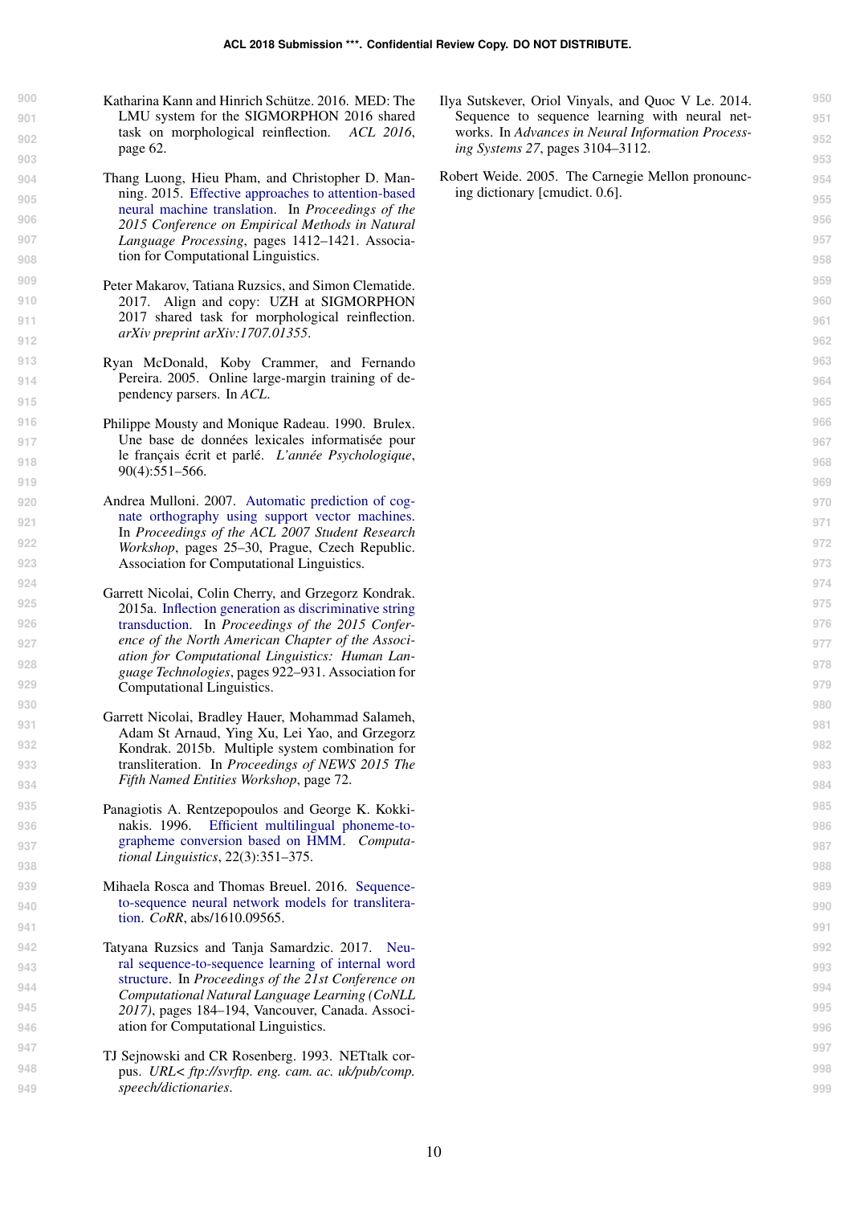Katharina Kann and Hinrich Schütze. 2016. MED: The LMU system for the SIGMORPHON 2016 shared task on morphological reinflection. *ACL 2016*, page 62.

Thang Luong, Hieu Pham, and Christopher D. Manning. 2015. Effective approaches to attention-based neural machine translation. In *Proceedings of the 2015 Conference on Empirical Methods in Natural Language Processing*, pages 1412–1421. Association for Computational Linguistics.

Peter Makarov, Tatiana Ruzsics, and Simon Clematide. 2017. Align and copy: UZH at SIGMORPHON 2017 shared task for morphological reinflection. *arXiv preprint arXiv:1707.01355*.

Ryan McDonald, Koby Crammer, and Fernando Pereira. 2005. Online large-margin training of dependency parsers. In *ACL*.

Philippe Mousty and Monique Radeau. 1990. Brulex. Une base de données lexicales informatisée pour le français écrit et parlé. *L'année Psychologique*, 90(4):551–566.

Andrea Mulloni. 2007. Automatic prediction of cognate orthography using support vector machines. In *Proceedings of the ACL 2007 Student Research Workshop*, pages 25–30, Prague, Czech Republic. Association for Computational Linguistics.

Garrett Nicolai, Colin Cherry, and Grzegorz Kondrak. 2015a. Inflection generation as discriminative string transduction. In *Proceedings of the 2015 Conference of the North American Chapter of the Association for Computational Linguistics: Human Language Technologies*, pages 922–931. Association for Computational Linguistics.

Garrett Nicolai, Bradley Hauer, Mohammad Salameh, Adam St Arnaud, Ying Xu, Lei Yao, and Grzegorz Kondrak. 2015b. Multiple system combination for transliteration. In *Proceedings of NEWS 2015 The Fifth Named Entities Workshop*, page 72.

Panagiotis A. Rentzepopoulos and George K. Kokkinakis. 1996. Efficient multilingual phoneme-to-grapheme conversion based on HMM. *Computational Linguistics*, 22(3):351–375.

Mihaela Rosca and Thomas Breuel. 2016. Sequence-to-sequence neural network models for transliteration. *CoRR*, abs/1610.09565.

Tatyana Ruzsics and Tanja Samardzic. 2017. Neural sequence-to-sequence learning of internal word structure. In *Proceedings of the 21st Conference on Computational Natural Language Learning (CoNLL 2017)*, pages 184–194, Vancouver, Canada. Association for Computational Linguistics.

TJ Sejnowski and CR Rosenberg. 1993. NETtalk corpus. *URL< ftp://svrftp. eng. cam. ac. uk/pub/comp. speech/dictionaries*.

Ilya Sutskever, Oriol Vinyals, and Quoc V Le. 2014. Sequence to sequence learning with neural networks. In *Advances in Neural Information Processing Systems 27*, pages 3104–3112.

Robert Weide. 2005. The Carnegie Mellon pronouncing dictionary [cmudict. 0.6].